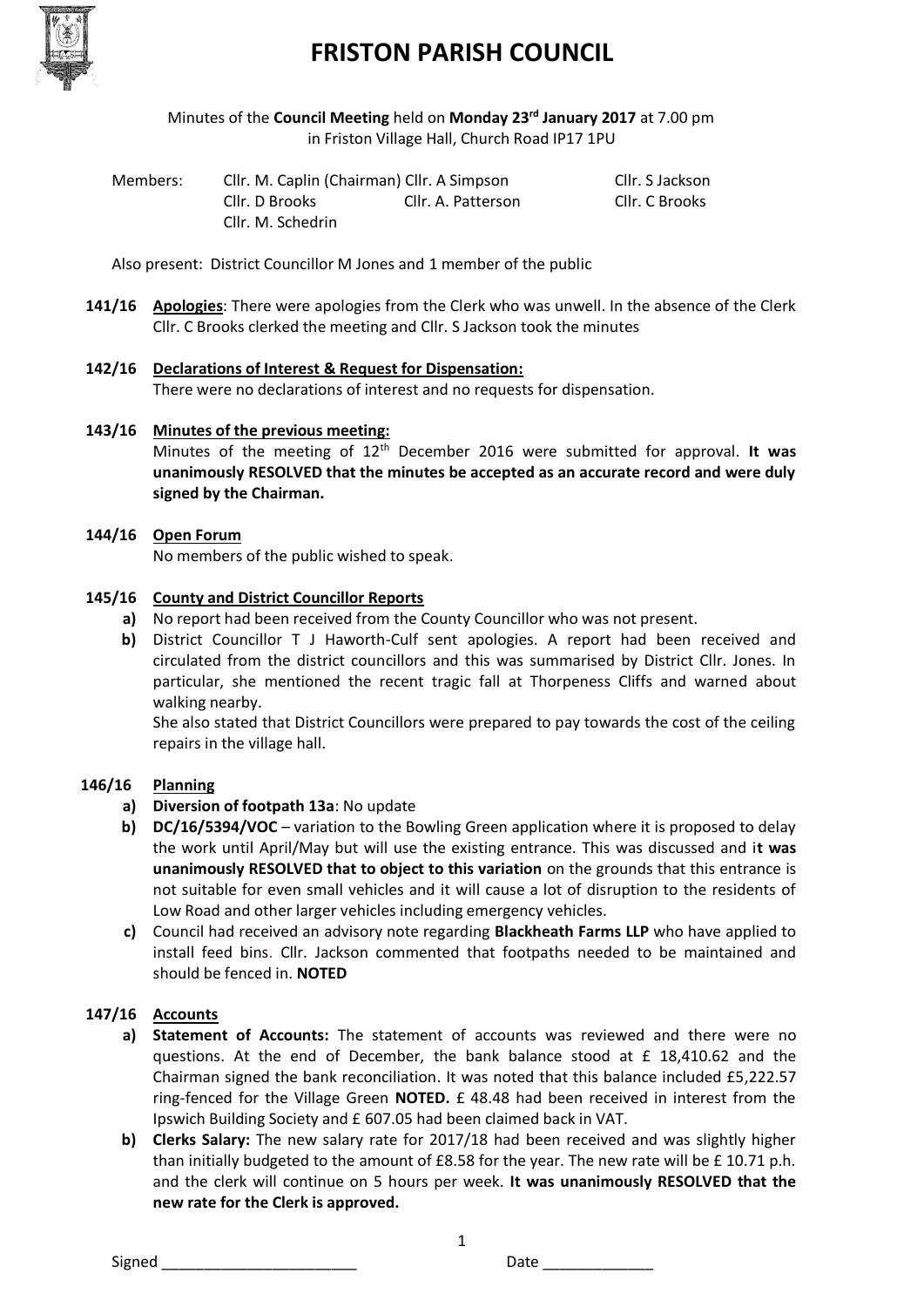# FRISTON PARISH COUNCIL

Minutes of the **Council Meeting** held on **Monday 23rd January 2017** at 7.00 pm in Friston Village Hall, Church Road IP17 1PU

| Members: | Cllr. M. Caplin (Chairman) | Cllr. A Simpson | Cllr. S Jackson |
|---|---|---|---|
| | Cllr. D Brooks | Cllr. A. Patterson | Cllr. C Brooks |
| | Cllr. M. Schedrin | | |

Also present: District Councillor M Jones and 1 member of the public

**141/16** **Apologies**: There were apologies from the Clerk who was unwell. In the absence of the Clerk Cllr. C Brooks clerked the meeting and Cllr. S Jackson took the minutes

**142/16** **Declarations of Interest & Request for Dispensation:**
There were no declarations of interest and no requests for dispensation.

**143/16** **Minutes of the previous meeting:**
Minutes of the meeting of 12th December 2016 were submitted for approval. **It was unanimously RESOLVED that the minutes be accepted as an accurate record and were duly signed by the Chairman.**

**144/16** **Open Forum**
No members of the public wished to speak.

**145/16** **County and District Councillor Reports**

- **a)** No report had been received from the County Councillor who was not present.
- **b)** District Councillor T J Haworth-Culf sent apologies. A report had been received and circulated from the district councillors and this was summarised by District Cllr. Jones. In particular, she mentioned the recent tragic fall at Thorpeness Cliffs and warned about walking nearby.
  She also stated that District Councillors were prepared to pay towards the cost of the ceiling repairs in the village hall.

**146/16** **Planning**

- **a)** **Diversion of footpath 13a**: No update
- **b)** **DC/16/5394/VOC** – variation to the Bowling Green application where it is proposed to delay the work until April/May but will use the existing entrance. This was discussed and i**t was unanimously RESOLVED that to object to this variation** on the grounds that this entrance is not suitable for even small vehicles and it will cause a lot of disruption to the residents of Low Road and other larger vehicles including emergency vehicles.
- **c)** Council had received an advisory note regarding **Blackheath Farms LLP** who have applied to install feed bins. Cllr. Jackson commented that footpaths needed to be maintained and should be fenced in. **NOTED**

**147/16** **Accounts**

- **a)** **Statement of Accounts:** The statement of accounts was reviewed and there were no questions. At the end of December, the bank balance stood at £ 18,410.62 and the Chairman signed the bank reconciliation. It was noted that this balance included £5,222.57 ring-fenced for the Village Green **NOTED.** £ 48.48 had been received in interest from the Ipswich Building Society and £ 607.05 had been claimed back in VAT.
- **b)** **Clerks Salary:** The new salary rate for 2017/18 had been received and was slightly higher than initially budgeted to the amount of £8.58 for the year. The new rate will be £ 10.71 p.h. and the clerk will continue on 5 hours per week. **It was unanimously RESOLVED that the new rate for the Clerk is approved.**

Signed \_\_\_\_\_\_\_\_\_\_\_\_\_\_\_\_\_\_\_\_\_\_\_ Date \_\_\_\_\_\_\_\_\_\_\_\_\_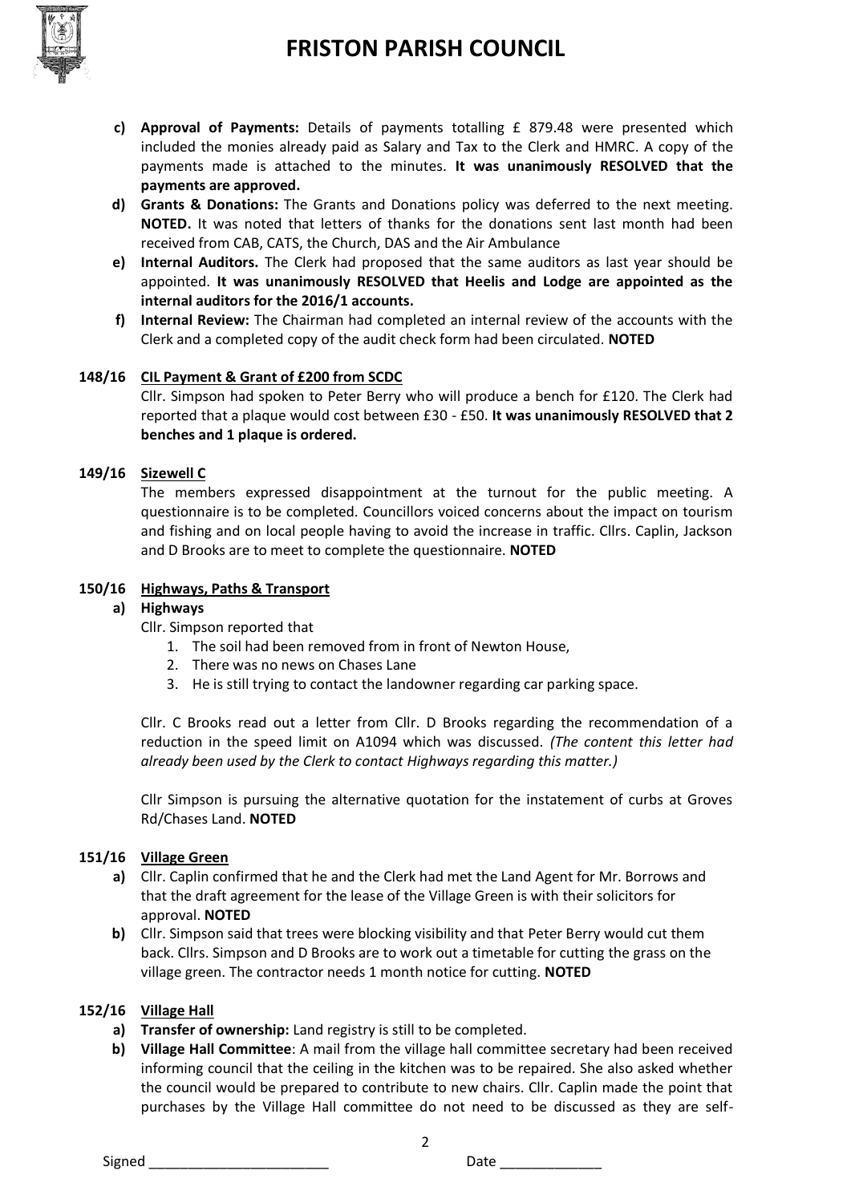# FRISTON PARISH COUNCIL

c) **Approval of Payments:** Details of payments totalling £ 879.48 were presented which included the monies already paid as Salary and Tax to the Clerk and HMRC. A copy of the payments made is attached to the minutes. **It was unanimously RESOLVED that the payments are approved.**

d) **Grants & Donations:** The Grants and Donations policy was deferred to the next meeting. **NOTED.** It was noted that letters of thanks for the donations sent last month had been received from CAB, CATS, the Church, DAS and the Air Ambulance

e) **Internal Auditors.** The Clerk had proposed that the same auditors as last year should be appointed. **It was unanimously RESOLVED that Heelis and Lodge are appointed as the internal auditors for the 2016/1 accounts.**

f) **Internal Review:** The Chairman had completed an internal review of the accounts with the Clerk and a completed copy of the audit check form had been circulated. **NOTED**

**148/16 CIL Payment & Grant of £200 from SCDC**

Cllr. Simpson had spoken to Peter Berry who will produce a bench for £120. The Clerk had reported that a plaque would cost between £30 - £50. **It was unanimously RESOLVED that 2 benches and 1 plaque is ordered.**

**149/16 Sizewell C**

The members expressed disappointment at the turnout for the public meeting. A questionnaire is to be completed. Councillors voiced concerns about the impact on tourism and fishing and on local people having to avoid the increase in traffic. Cllrs. Caplin, Jackson and D Brooks are to meet to complete the questionnaire. **NOTED**

**150/16 Highways, Paths & Transport**

a) **Highways**

Cllr. Simpson reported that

1. The soil had been removed from in front of Newton House,
2. There was no news on Chases Lane
3. He is still trying to contact the landowner regarding car parking space.

Cllr. C Brooks read out a letter from Cllr. D Brooks regarding the recommendation of a reduction in the speed limit on A1094 which was discussed. *(The content this letter had already been used by the Clerk to contact Highways regarding this matter.)*

Cllr Simpson is pursuing the alternative quotation for the instatement of curbs at Groves Rd/Chases Land. **NOTED**

**151/16 Village Green**

a) Cllr. Caplin confirmed that he and the Clerk had met the Land Agent for Mr. Borrows and that the draft agreement for the lease of the Village Green is with their solicitors for approval. **NOTED**

b) Cllr. Simpson said that trees were blocking visibility and that Peter Berry would cut them back. Cllrs. Simpson and D Brooks are to work out a timetable for cutting the grass on the village green. The contractor needs 1 month notice for cutting. **NOTED**

**152/16 Village Hall**

a) **Transfer of ownership:** Land registry is still to be completed.

b) **Village Hall Committee**: A mail from the village hall committee secretary had been received informing council that the ceiling in the kitchen was to be repaired. She also asked whether the council would be prepared to contribute to new chairs. Cllr. Caplin made the point that purchases by the Village Hall committee do not need to be discussed as they are self-

Signed \_\_\_\_\_\_\_\_\_\_\_\_\_\_\_\_\_\_\_\_\_\_\_ Date \_\_\_\_\_\_\_\_\_\_\_\_\_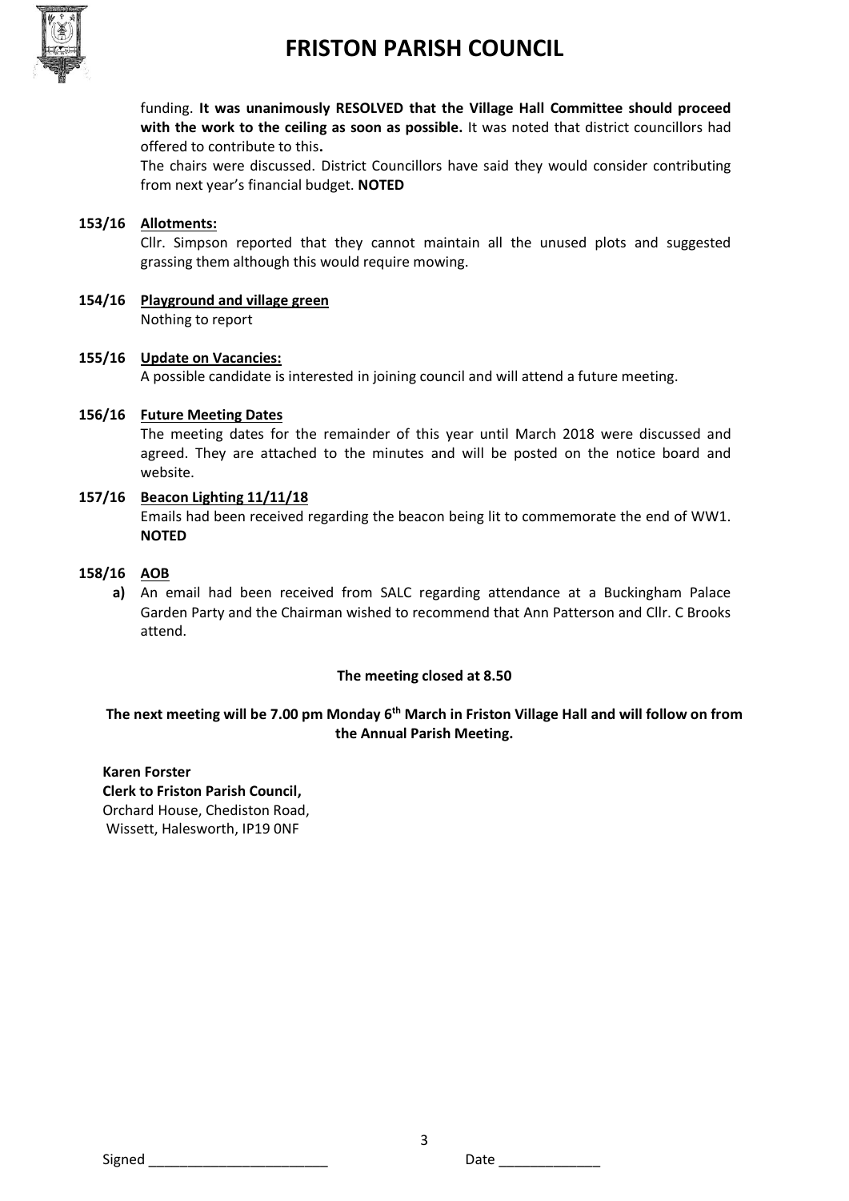funding. **It was unanimously RESOLVED that the Village Hall Committee should proceed with the work to the ceiling as soon as possible.** It was noted that district councillors had offered to contribute to this**.**

The chairs were discussed. District Councillors have said they would consider contributing from next year's financial budget. **NOTED**

**153/16 Allotments:**

Cllr. Simpson reported that they cannot maintain all the unused plots and suggested grassing them although this would require mowing.

**154/16 Playground and village green**

Nothing to report

**155/16 Update on Vacancies:**

A possible candidate is interested in joining council and will attend a future meeting.

**156/16 Future Meeting Dates**

The meeting dates for the remainder of this year until March 2018 were discussed and agreed. They are attached to the minutes and will be posted on the notice board and website.

**157/16 Beacon Lighting 11/11/18**

Emails had been received regarding the beacon being lit to commemorate the end of WW1. **NOTED**

**158/16 AOB**

**a)** An email had been received from SALC regarding attendance at a Buckingham Palace Garden Party and the Chairman wished to recommend that Ann Patterson and Cllr. C Brooks attend.

**The meeting closed at 8.50**

**The next meeting will be 7.00 pm Monday 6th March in Friston Village Hall and will follow on from the Annual Parish Meeting.**

**Karen Forster**
**Clerk to Friston Parish Council,**
Orchard House, Chediston Road,
Wissett, Halesworth, IP19 0NF

Signed _______________________ Date _____________